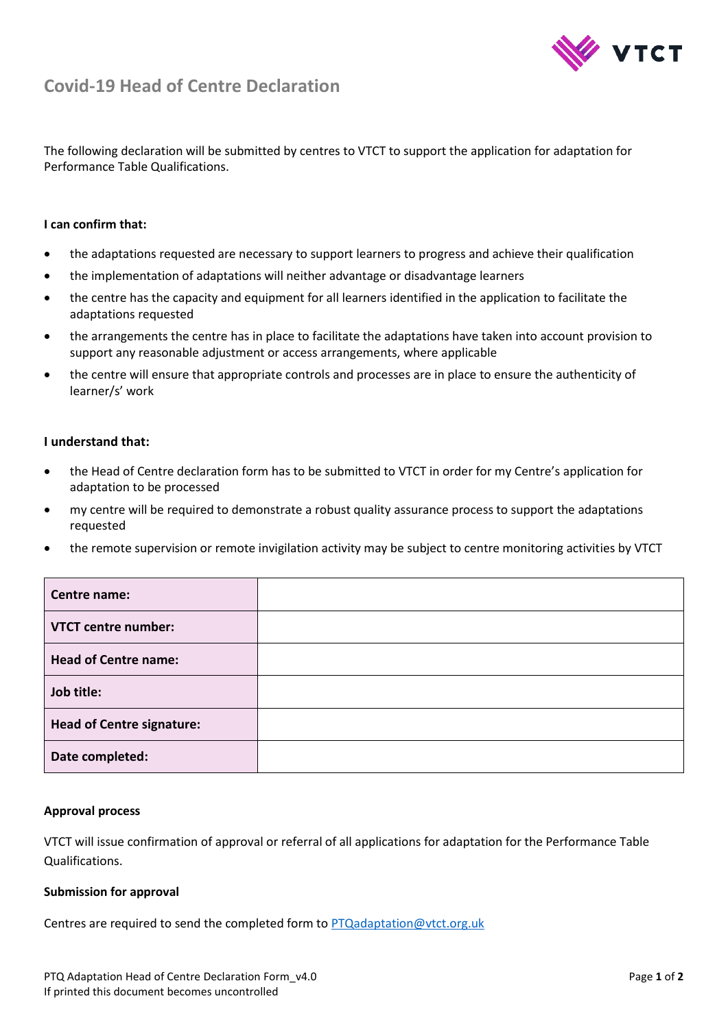# Covid-19 Head of Centre Declaration

The following declaration will be submitted by centres to VTCT to support the application for adaptation for Performance Table Qualifications.

**I can confirm that:**

- the adaptations requested are necessary to support learners to progress and achieve their qualification
- the implementation of adaptations will neither advantage or disadvantage learners
- the centre has the capacity and equipment for all learners identified in the application to facilitate the adaptations requested
- the arrangements the centre has in place to facilitate the adaptations have taken into account provision to support any reasonable adjustment or access arrangements, where applicable
- the centre will ensure that appropriate controls and processes are in place to ensure the authenticity of learner/s' work

**I understand that:**

- the Head of Centre declaration form has to be submitted to VTCT in order for my Centre's application for adaptation to be processed
- my centre will be required to demonstrate a robust quality assurance process to support the adaptations requested
- the remote supervision or remote invigilation activity may be subject to centre monitoring activities by VTCT

| | |
|---|---|
| **Centre name:** | |
| **VTCT centre number:** | |
| **Head of Centre name:** | |
| **Job title:** | |
| **Head of Centre signature:** | |
| **Date completed:** | |

**Approval process**

VTCT will issue confirmation of approval or referral of all applications for adaptation for the Performance Table Qualifications.

**Submission for approval**

Centres are required to send the completed form to PTQadaptation@vtct.org.uk

PTQ Adaptation Head of Centre Declaration Form_v4.0
If printed this document becomes uncontrolled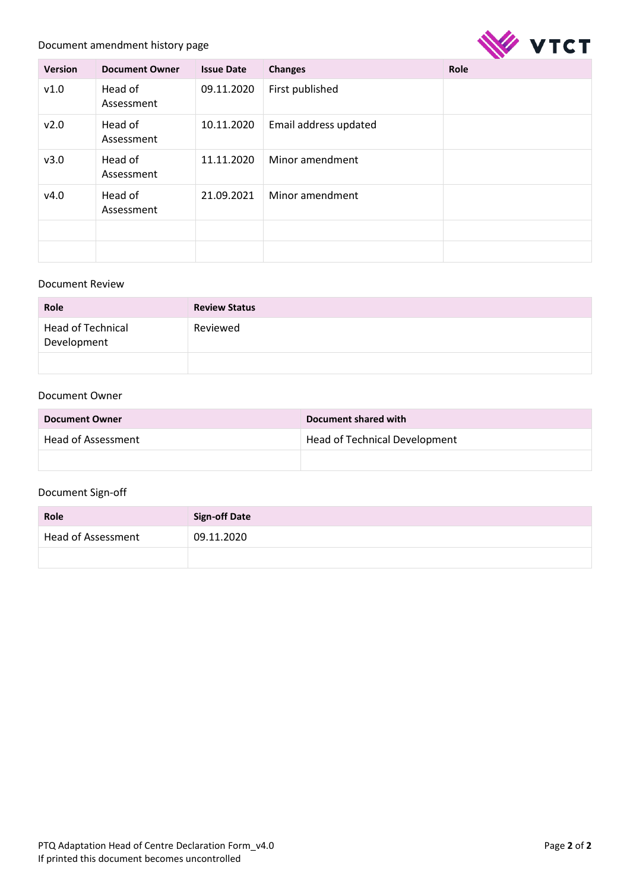Document amendment history page

| Version | Document Owner | Issue Date | Changes | Role |
|---|---|---|---|---|
| v1.0 | Head of Assessment | 09.11.2020 | First published | |
| v2.0 | Head of Assessment | 10.11.2020 | Email address updated | |
| v3.0 | Head of Assessment | 11.11.2020 | Minor amendment | |
| v4.0 | Head of Assessment | 21.09.2021 | Minor amendment | |
| | | | | |
| | | | | |

Document Review

| Role | Review Status |
|---|---|
| Head of Technical Development | Reviewed |
| | |

Document Owner

| Document Owner | Document shared with |
|---|---|
| Head of Assessment | Head of Technical Development |
| | |

Document Sign-off

| Role | Sign-off Date |
|---|---|
| Head of Assessment | 09.11.2020 |
| | |

PTQ Adaptation Head of Centre Declaration Form_v4.0
If printed this document becomes uncontrolled